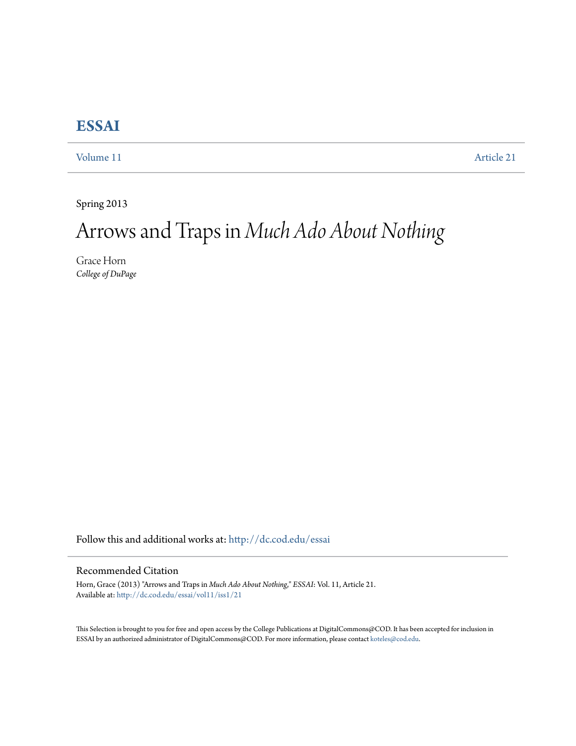# ESSAI

Volume 11 Article 21

Spring 2013

# Arrows and Traps in *Much Ado About Nothing*

Grace Horn
*College of DuPage*

Follow this and additional works at: http://dc.cod.edu/essai

## Recommended Citation

Horn, Grace (2013) "Arrows and Traps in *Much Ado About Nothing*," *ESSAI*: Vol. 11, Article 21.
Available at: http://dc.cod.edu/essai/vol11/iss1/21

This Selection is brought to you for free and open access by the College Publications at DigitalCommons@COD. It has been accepted for inclusion in ESSAI by an authorized administrator of DigitalCommons@COD. For more information, please contact koteles@cod.edu.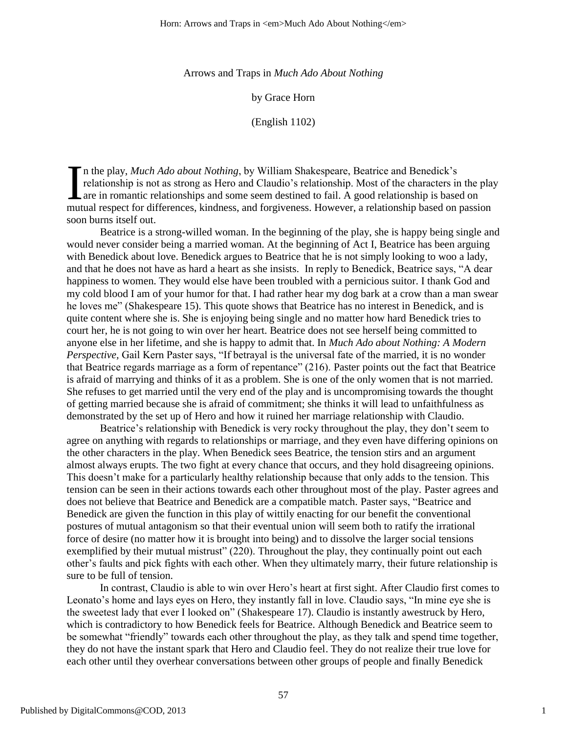Arrows and Traps in *Much Ado About Nothing*

by Grace Horn

(English 1102)

In the play, *Much Ado about Nothing*, by William Shakespeare, Beatrice and Benedick's relationship is not as strong as Hero and Claudio's relationship. Most of the characters in the play are in romantic relationships and some seem destined to fail. A good relationship is based on mutual respect for differences, kindness, and forgiveness. However, a relationship based on passion soon burns itself out.

Beatrice is a strong-willed woman. In the beginning of the play, she is happy being single and would never consider being a married woman. At the beginning of Act I, Beatrice has been arguing with Benedick about love. Benedick argues to Beatrice that he is not simply looking to woo a lady, and that he does not have as hard a heart as she insists. In reply to Benedick, Beatrice says, "A dear happiness to women. They would else have been troubled with a pernicious suitor. I thank God and my cold blood I am of your humor for that. I had rather hear my dog bark at a crow than a man swear he loves me" (Shakespeare 15). This quote shows that Beatrice has no interest in Benedick, and is quite content where she is. She is enjoying being single and no matter how hard Benedick tries to court her, he is not going to win over her heart. Beatrice does not see herself being committed to anyone else in her lifetime, and she is happy to admit that. In *Much Ado about Nothing: A Modern Perspective,* Gail Kern Paster says, "If betrayal is the universal fate of the married, it is no wonder that Beatrice regards marriage as a form of repentance" (216). Paster points out the fact that Beatrice is afraid of marrying and thinks of it as a problem. She is one of the only women that is not married. She refuses to get married until the very end of the play and is uncompromising towards the thought of getting married because she is afraid of commitment; she thinks it will lead to unfaithfulness as demonstrated by the set up of Hero and how it ruined her marriage relationship with Claudio.

Beatrice's relationship with Benedick is very rocky throughout the play, they don't seem to agree on anything with regards to relationships or marriage, and they even have differing opinions on the other characters in the play. When Benedick sees Beatrice, the tension stirs and an argument almost always erupts. The two fight at every chance that occurs, and they hold disagreeing opinions. This doesn't make for a particularly healthy relationship because that only adds to the tension. This tension can be seen in their actions towards each other throughout most of the play. Paster agrees and does not believe that Beatrice and Benedick are a compatible match. Paster says, "Beatrice and Benedick are given the function in this play of wittily enacting for our benefit the conventional postures of mutual antagonism so that their eventual union will seem both to ratify the irrational force of desire (no matter how it is brought into being) and to dissolve the larger social tensions exemplified by their mutual mistrust" (220). Throughout the play, they continually point out each other's faults and pick fights with each other. When they ultimately marry, their future relationship is sure to be full of tension.

In contrast, Claudio is able to win over Hero's heart at first sight. After Claudio first comes to Leonato's home and lays eyes on Hero, they instantly fall in love. Claudio says, "In mine eye she is the sweetest lady that ever I looked on" (Shakespeare 17). Claudio is instantly awestruck by Hero, which is contradictory to how Benedick feels for Beatrice. Although Benedick and Beatrice seem to be somewhat "friendly" towards each other throughout the play, as they talk and spend time together, they do not have the instant spark that Hero and Claudio feel. They do not realize their true love for each other until they overhear conversations between other groups of people and finally Benedick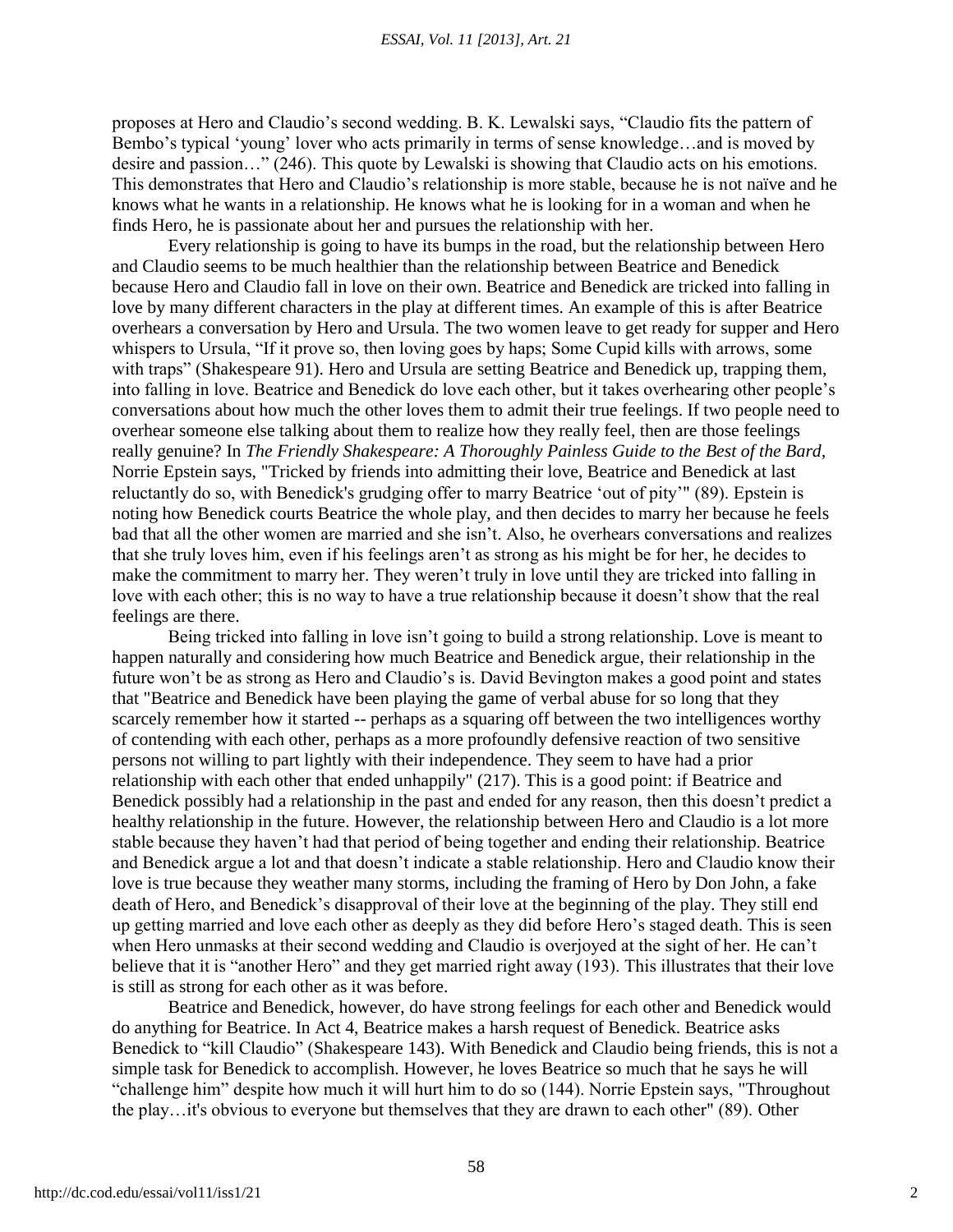proposes at Hero and Claudio's second wedding. B. K. Lewalski says, "Claudio fits the pattern of Bembo's typical 'young' lover who acts primarily in terms of sense knowledge…and is moved by desire and passion…" (246). This quote by Lewalski is showing that Claudio acts on his emotions. This demonstrates that Hero and Claudio's relationship is more stable, because he is not naïve and he knows what he wants in a relationship. He knows what he is looking for in a woman and when he finds Hero, he is passionate about her and pursues the relationship with her.

Every relationship is going to have its bumps in the road, but the relationship between Hero and Claudio seems to be much healthier than the relationship between Beatrice and Benedick because Hero and Claudio fall in love on their own. Beatrice and Benedick are tricked into falling in love by many different characters in the play at different times. An example of this is after Beatrice overhears a conversation by Hero and Ursula. The two women leave to get ready for supper and Hero whispers to Ursula, "If it prove so, then loving goes by haps; Some Cupid kills with arrows, some with traps" (Shakespeare 91). Hero and Ursula are setting Beatrice and Benedick up, trapping them, into falling in love. Beatrice and Benedick do love each other, but it takes overhearing other people's conversations about how much the other loves them to admit their true feelings. If two people need to overhear someone else talking about them to realize how they really feel, then are those feelings really genuine? In *The Friendly Shakespeare: A Thoroughly Painless Guide to the Best of the Bard,* Norrie Epstein says, "Tricked by friends into admitting their love, Beatrice and Benedick at last reluctantly do so, with Benedick's grudging offer to marry Beatrice 'out of pity'" (89). Epstein is noting how Benedick courts Beatrice the whole play, and then decides to marry her because he feels bad that all the other women are married and she isn't. Also, he overhears conversations and realizes that she truly loves him, even if his feelings aren't as strong as his might be for her, he decides to make the commitment to marry her. They weren't truly in love until they are tricked into falling in love with each other; this is no way to have a true relationship because it doesn't show that the real feelings are there.

Being tricked into falling in love isn't going to build a strong relationship. Love is meant to happen naturally and considering how much Beatrice and Benedick argue, their relationship in the future won't be as strong as Hero and Claudio's is. David Bevington makes a good point and states that "Beatrice and Benedick have been playing the game of verbal abuse for so long that they scarcely remember how it started -- perhaps as a squaring off between the two intelligences worthy of contending with each other, perhaps as a more profoundly defensive reaction of two sensitive persons not willing to part lightly with their independence. They seem to have had a prior relationship with each other that ended unhappily" (217). This is a good point: if Beatrice and Benedick possibly had a relationship in the past and ended for any reason, then this doesn't predict a healthy relationship in the future. However, the relationship between Hero and Claudio is a lot more stable because they haven't had that period of being together and ending their relationship. Beatrice and Benedick argue a lot and that doesn't indicate a stable relationship. Hero and Claudio know their love is true because they weather many storms, including the framing of Hero by Don John, a fake death of Hero, and Benedick's disapproval of their love at the beginning of the play. They still end up getting married and love each other as deeply as they did before Hero's staged death. This is seen when Hero unmasks at their second wedding and Claudio is overjoyed at the sight of her. He can't believe that it is "another Hero" and they get married right away (193). This illustrates that their love is still as strong for each other as it was before.

Beatrice and Benedick, however, do have strong feelings for each other and Benedick would do anything for Beatrice. In Act 4, Beatrice makes a harsh request of Benedick. Beatrice asks Benedick to "kill Claudio" (Shakespeare 143). With Benedick and Claudio being friends, this is not a simple task for Benedick to accomplish. However, he loves Beatrice so much that he says he will "challenge him" despite how much it will hurt him to do so (144). Norrie Epstein says, "Throughout the play…it's obvious to everyone but themselves that they are drawn to each other" (89). Other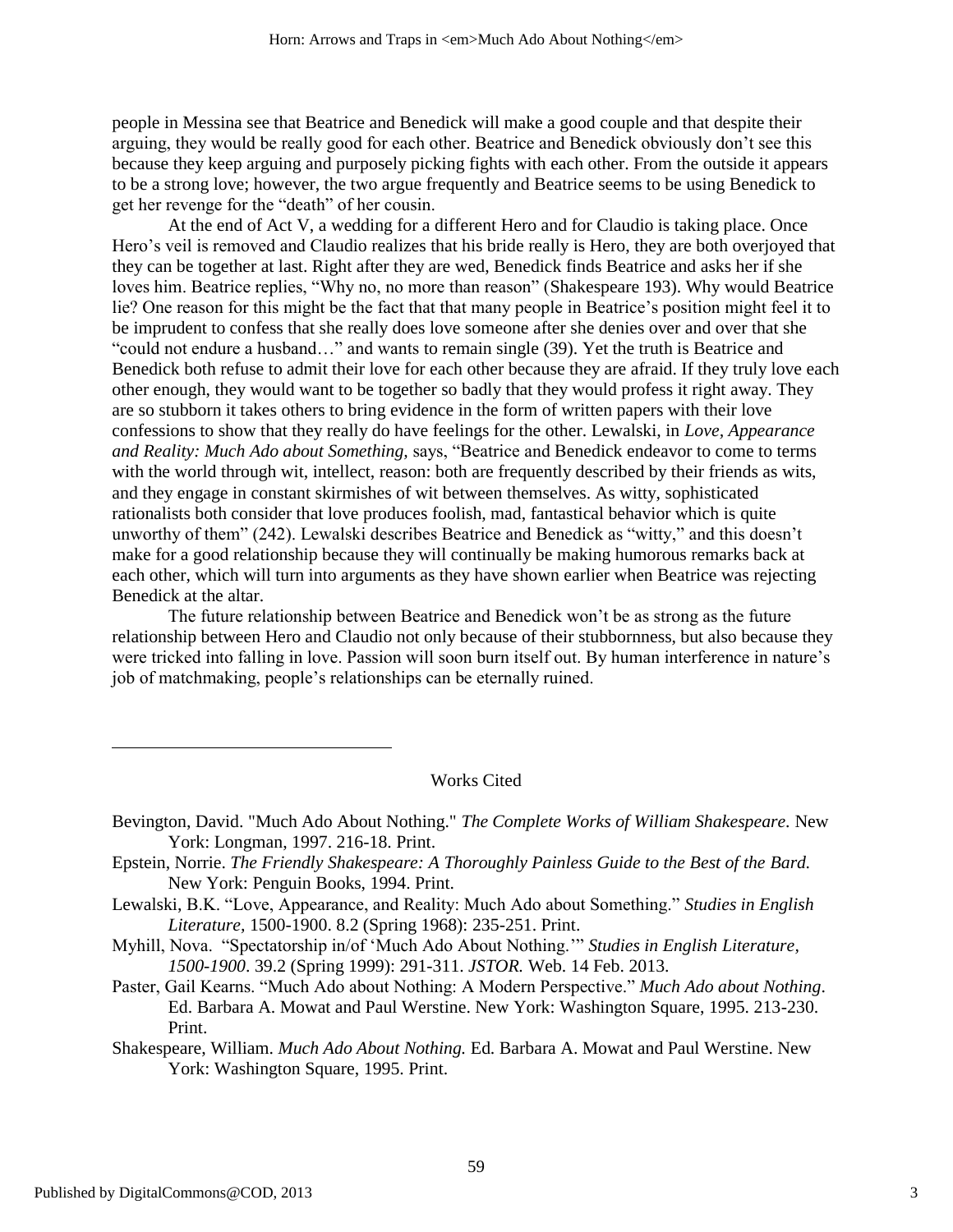people in Messina see that Beatrice and Benedick will make a good couple and that despite their arguing, they would be really good for each other. Beatrice and Benedick obviously don't see this because they keep arguing and purposely picking fights with each other. From the outside it appears to be a strong love; however, the two argue frequently and Beatrice seems to be using Benedick to get her revenge for the "death" of her cousin.

At the end of Act V, a wedding for a different Hero and for Claudio is taking place. Once Hero's veil is removed and Claudio realizes that his bride really is Hero, they are both overjoyed that they can be together at last. Right after they are wed, Benedick finds Beatrice and asks her if she loves him. Beatrice replies, "Why no, no more than reason" (Shakespeare 193). Why would Beatrice lie? One reason for this might be the fact that that many people in Beatrice's position might feel it to be imprudent to confess that she really does love someone after she denies over and over that she "could not endure a husband…" and wants to remain single (39). Yet the truth is Beatrice and Benedick both refuse to admit their love for each other because they are afraid. If they truly love each other enough, they would want to be together so badly that they would profess it right away. They are so stubborn it takes others to bring evidence in the form of written papers with their love confessions to show that they really do have feelings for the other. Lewalski, in *Love, Appearance and Reality: Much Ado about Something,* says, "Beatrice and Benedick endeavor to come to terms with the world through wit, intellect, reason: both are frequently described by their friends as wits, and they engage in constant skirmishes of wit between themselves. As witty, sophisticated rationalists both consider that love produces foolish, mad, fantastical behavior which is quite unworthy of them" (242). Lewalski describes Beatrice and Benedick as "witty," and this doesn't make for a good relationship because they will continually be making humorous remarks back at each other, which will turn into arguments as they have shown earlier when Beatrice was rejecting Benedick at the altar.

The future relationship between Beatrice and Benedick won't be as strong as the future relationship between Hero and Claudio not only because of their stubbornness, but also because they were tricked into falling in love. Passion will soon burn itself out. By human interference in nature's job of matchmaking, people's relationships can be eternally ruined.

Works Cited

Bevington, David. "Much Ado About Nothing." *The Complete Works of William Shakespeare.* New York: Longman, 1997. 216-18. Print.

Epstein, Norrie. *The Friendly Shakespeare: A Thoroughly Painless Guide to the Best of the Bard.* New York: Penguin Books, 1994. Print.

Lewalski, B.K. "Love, Appearance, and Reality: Much Ado about Something." *Studies in English Literature,* 1500-1900. 8.2 (Spring 1968): 235-251. Print.

Myhill, Nova. "Spectatorship in/of 'Much Ado About Nothing.'" *Studies in English Literature, 1500-1900*. 39.2 (Spring 1999): 291-311. *JSTOR.* Web. 14 Feb. 2013.

Paster, Gail Kearns. "Much Ado about Nothing: A Modern Perspective." *Much Ado about Nothing*. Ed. Barbara A. Mowat and Paul Werstine. New York: Washington Square, 1995. 213-230. Print.

Shakespeare, William. *Much Ado About Nothing.* Ed. Barbara A. Mowat and Paul Werstine. New York: Washington Square, 1995. Print.